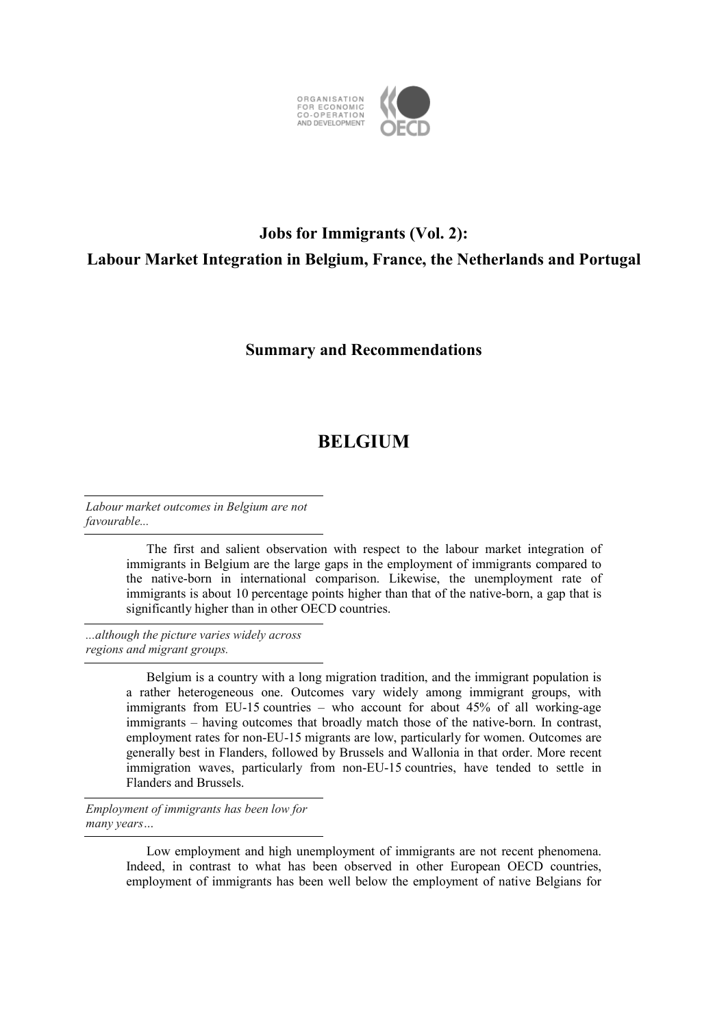ORGANISATION FOR ECONOMIC CO-OPERATION AND DEVELOPMENT

OECD

# Jobs for Immigrants (Vol. 2): Labour Market Integration in Belgium, France, the Netherlands and Portugal

## Summary and Recommendations

# BELGIUM

*Labour market outcomes in Belgium are not favourable...*

The first and salient observation with respect to the labour market integration of immigrants in Belgium are the large gaps in the employment of immigrants compared to the native-born in international comparison. Likewise, the unemployment rate of immigrants is about 10 percentage points higher than that of the native-born, a gap that is significantly higher than in other OECD countries.

*...although the picture varies widely across regions and migrant groups.*

Belgium is a country with a long migration tradition, and the immigrant population is a rather heterogeneous one. Outcomes vary widely among immigrant groups, with immigrants from EU-15 countries – who account for about 45% of all working-age immigrants – having outcomes that broadly match those of the native-born. In contrast, employment rates for non-EU-15 migrants are low, particularly for women. Outcomes are generally best in Flanders, followed by Brussels and Wallonia in that order. More recent immigration waves, particularly from non-EU-15 countries, have tended to settle in Flanders and Brussels.

*Employment of immigrants has been low for many years…*

Low employment and high unemployment of immigrants are not recent phenomena. Indeed, in contrast to what has been observed in other European OECD countries, employment of immigrants has been well below the employment of native Belgians for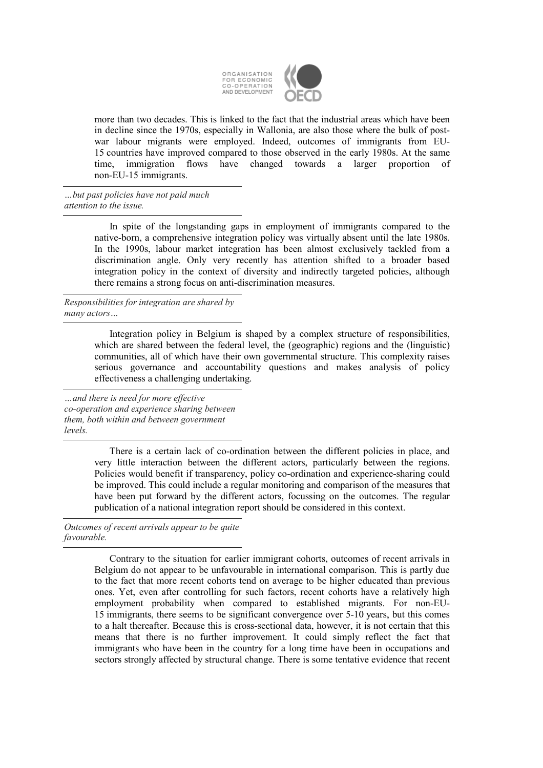more than two decades. This is linked to the fact that the industrial areas which have been in decline since the 1970s, especially in Wallonia, are also those where the bulk of post-war labour migrants were employed. Indeed, outcomes of immigrants from EU-15 countries have improved compared to those observed in the early 1980s. At the same time, immigration flows have changed towards a larger proportion of non-EU-15 immigrants.

*…but past policies have not paid much attention to the issue.*

In spite of the longstanding gaps in employment of immigrants compared to the native-born, a comprehensive integration policy was virtually absent until the late 1980s. In the 1990s, labour market integration has been almost exclusively tackled from a discrimination angle. Only very recently has attention shifted to a broader based integration policy in the context of diversity and indirectly targeted policies, although there remains a strong focus on anti-discrimination measures.

*Responsibilities for integration are shared by many actors…*

Integration policy in Belgium is shaped by a complex structure of responsibilities, which are shared between the federal level, the (geographic) regions and the (linguistic) communities, all of which have their own governmental structure. This complexity raises serious governance and accountability questions and makes analysis of policy effectiveness a challenging undertaking.

*…and there is need for more effective co-operation and experience sharing between them, both within and between government levels.*

There is a certain lack of co-ordination between the different policies in place, and very little interaction between the different actors, particularly between the regions. Policies would benefit if transparency, policy co-ordination and experience-sharing could be improved. This could include a regular monitoring and comparison of the measures that have been put forward by the different actors, focussing on the outcomes. The regular publication of a national integration report should be considered in this context.

*Outcomes of recent arrivals appear to be quite favourable.*

Contrary to the situation for earlier immigrant cohorts, outcomes of recent arrivals in Belgium do not appear to be unfavourable in international comparison. This is partly due to the fact that more recent cohorts tend on average to be higher educated than previous ones. Yet, even after controlling for such factors, recent cohorts have a relatively high employment probability when compared to established migrants. For non-EU-15 immigrants, there seems to be significant convergence over 5-10 years, but this comes to a halt thereafter. Because this is cross-sectional data, however, it is not certain that this means that there is no further improvement. It could simply reflect the fact that immigrants who have been in the country for a long time have been in occupations and sectors strongly affected by structural change. There is some tentative evidence that recent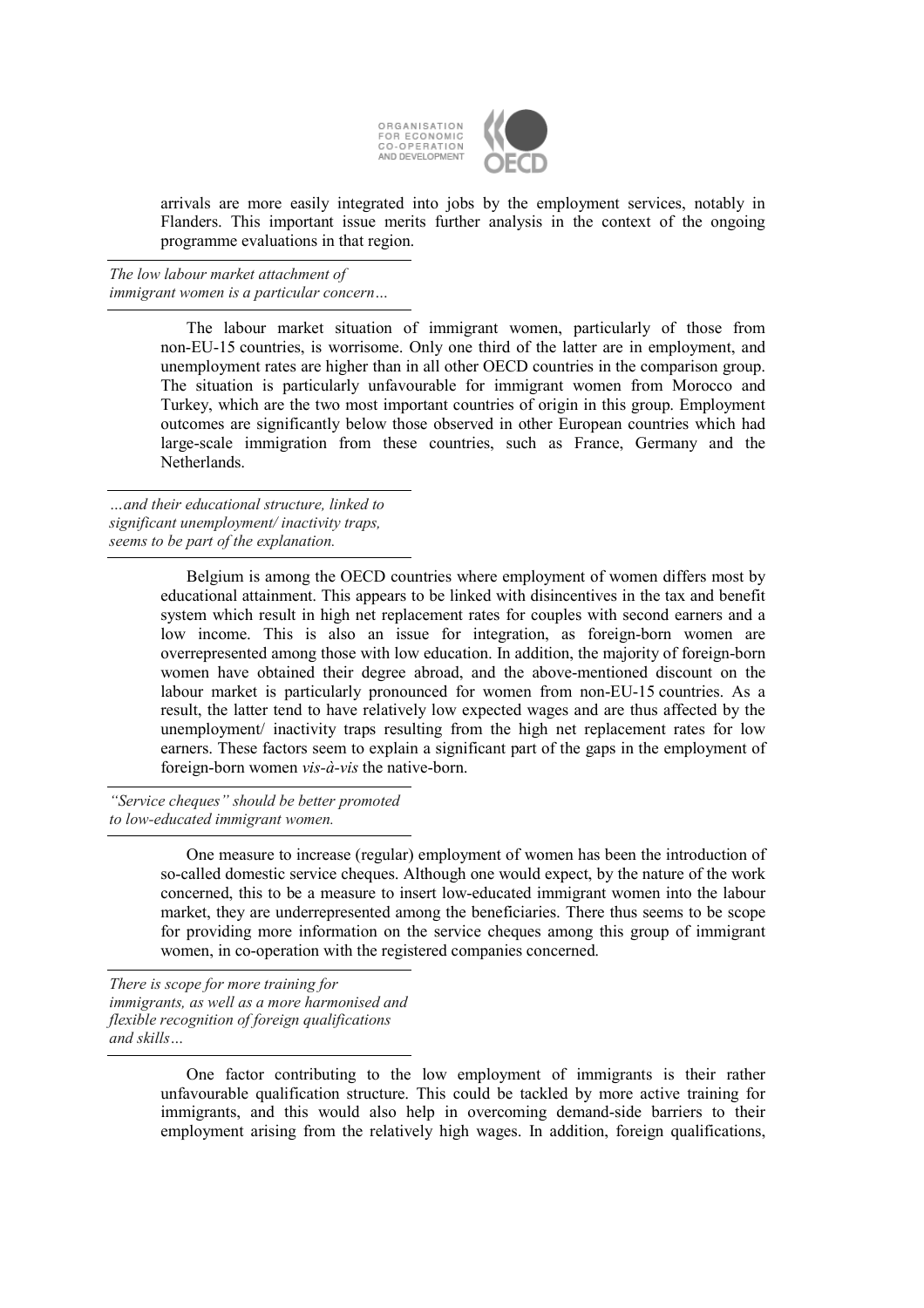arrivals are more easily integrated into jobs by the employment services, notably in Flanders. This important issue merits further analysis in the context of the ongoing programme evaluations in that region.

*The low labour market attachment of immigrant women is a particular concern…*

The labour market situation of immigrant women, particularly of those from non-EU-15 countries, is worrisome. Only one third of the latter are in employment, and unemployment rates are higher than in all other OECD countries in the comparison group. The situation is particularly unfavourable for immigrant women from Morocco and Turkey, which are the two most important countries of origin in this group. Employment outcomes are significantly below those observed in other European countries which had large-scale immigration from these countries, such as France, Germany and the Netherlands.

*…and their educational structure, linked to significant unemployment/ inactivity traps, seems to be part of the explanation.*

Belgium is among the OECD countries where employment of women differs most by educational attainment. This appears to be linked with disincentives in the tax and benefit system which result in high net replacement rates for couples with second earners and a low income. This is also an issue for integration, as foreign-born women are overrepresented among those with low education. In addition, the majority of foreign-born women have obtained their degree abroad, and the above-mentioned discount on the labour market is particularly pronounced for women from non-EU-15 countries. As a result, the latter tend to have relatively low expected wages and are thus affected by the unemployment/ inactivity traps resulting from the high net replacement rates for low earners. These factors seem to explain a significant part of the gaps in the employment of foreign-born women *vis-à-vis* the native-born.

*"Service cheques" should be better promoted to low-educated immigrant women.*

One measure to increase (regular) employment of women has been the introduction of so-called domestic service cheques. Although one would expect, by the nature of the work concerned, this to be a measure to insert low-educated immigrant women into the labour market, they are underrepresented among the beneficiaries. There thus seems to be scope for providing more information on the service cheques among this group of immigrant women, in co-operation with the registered companies concerned.

*There is scope for more training for immigrants, as well as a more harmonised and flexible recognition of foreign qualifications and skills…*

One factor contributing to the low employment of immigrants is their rather unfavourable qualification structure. This could be tackled by more active training for immigrants, and this would also help in overcoming demand-side barriers to their employment arising from the relatively high wages. In addition, foreign qualifications,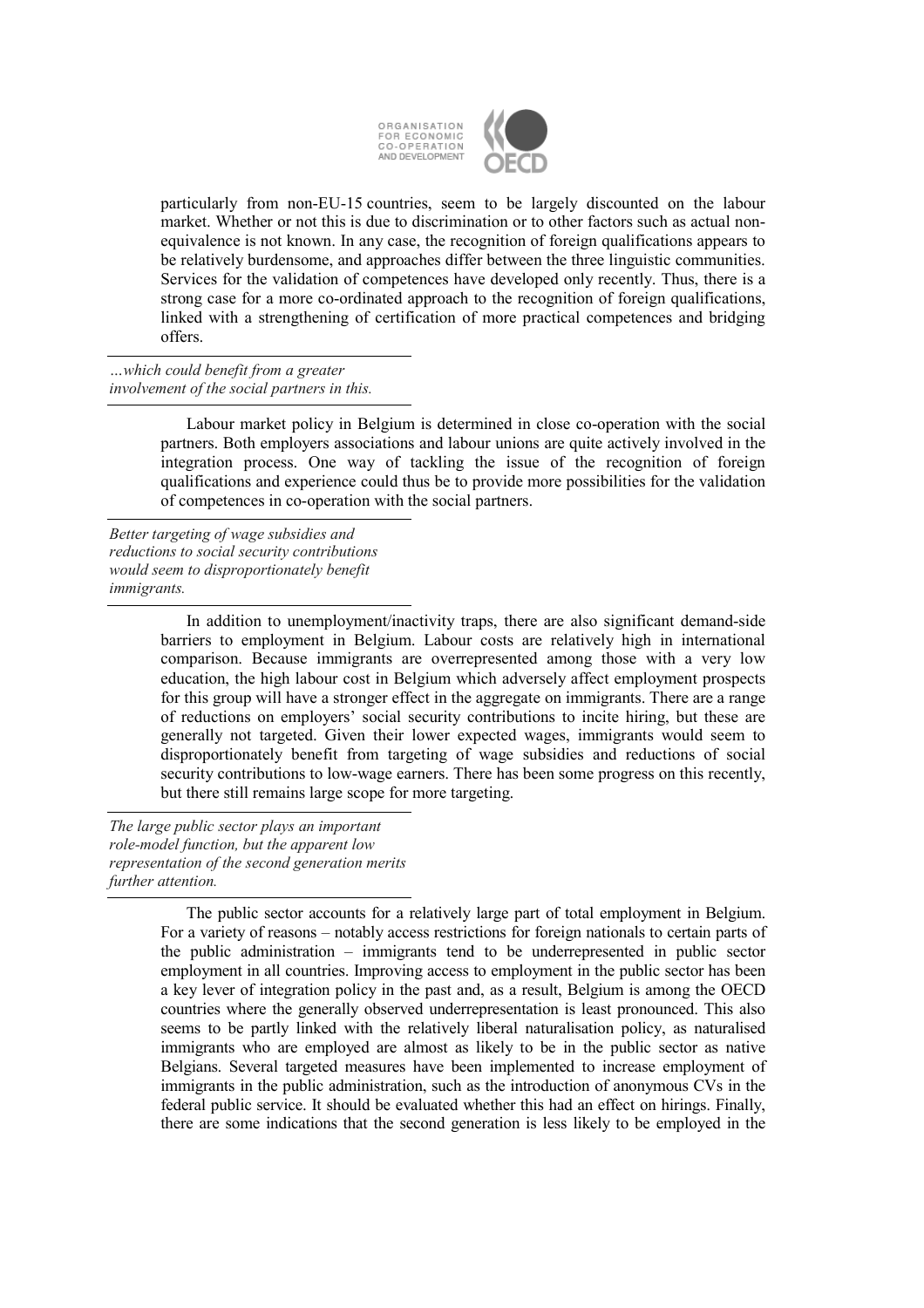particularly from non-EU-15 countries, seem to be largely discounted on the labour market. Whether or not this is due to discrimination or to other factors such as actual non-equivalence is not known. In any case, the recognition of foreign qualifications appears to be relatively burdensome, and approaches differ between the three linguistic communities. Services for the validation of competences have developed only recently. Thus, there is a strong case for a more co-ordinated approach to the recognition of foreign qualifications, linked with a strengthening of certification of more practical competences and bridging offers.

*…which could benefit from a greater involvement of the social partners in this.*

Labour market policy in Belgium is determined in close co-operation with the social partners. Both employers associations and labour unions are quite actively involved in the integration process. One way of tackling the issue of the recognition of foreign qualifications and experience could thus be to provide more possibilities for the validation of competences in co-operation with the social partners.

*Better targeting of wage subsidies and reductions to social security contributions would seem to disproportionately benefit immigrants.*

In addition to unemployment/inactivity traps, there are also significant demand-side barriers to employment in Belgium. Labour costs are relatively high in international comparison. Because immigrants are overrepresented among those with a very low education, the high labour cost in Belgium which adversely affect employment prospects for this group will have a stronger effect in the aggregate on immigrants. There are a range of reductions on employers' social security contributions to incite hiring, but these are generally not targeted. Given their lower expected wages, immigrants would seem to disproportionately benefit from targeting of wage subsidies and reductions of social security contributions to low-wage earners. There has been some progress on this recently, but there still remains large scope for more targeting.

*The large public sector plays an important role-model function, but the apparent low representation of the second generation merits further attention.*

The public sector accounts for a relatively large part of total employment in Belgium. For a variety of reasons – notably access restrictions for foreign nationals to certain parts of the public administration – immigrants tend to be underrepresented in public sector employment in all countries. Improving access to employment in the public sector has been a key lever of integration policy in the past and, as a result, Belgium is among the OECD countries where the generally observed underrepresentation is least pronounced. This also seems to be partly linked with the relatively liberal naturalisation policy, as naturalised immigrants who are employed are almost as likely to be in the public sector as native Belgians. Several targeted measures have been implemented to increase employment of immigrants in the public administration, such as the introduction of anonymous CVs in the federal public service. It should be evaluated whether this had an effect on hirings. Finally, there are some indications that the second generation is less likely to be employed in the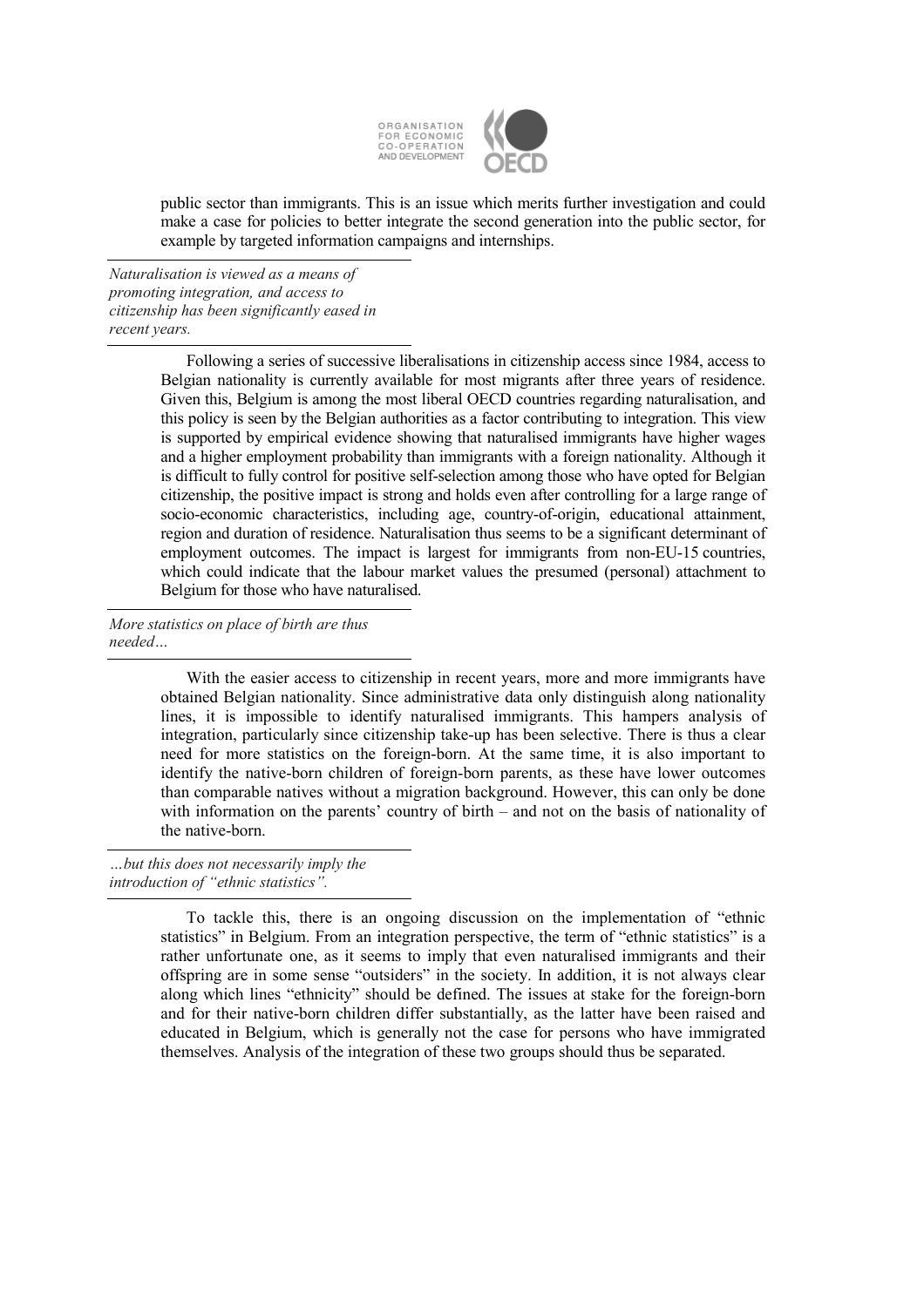public sector than immigrants. This is an issue which merits further investigation and could make a case for policies to better integrate the second generation into the public sector, for example by targeted information campaigns and internships.

*Naturalisation is viewed as a means of promoting integration, and access to citizenship has been significantly eased in recent years.*

Following a series of successive liberalisations in citizenship access since 1984, access to Belgian nationality is currently available for most migrants after three years of residence. Given this, Belgium is among the most liberal OECD countries regarding naturalisation, and this policy is seen by the Belgian authorities as a factor contributing to integration. This view is supported by empirical evidence showing that naturalised immigrants have higher wages and a higher employment probability than immigrants with a foreign nationality. Although it is difficult to fully control for positive self-selection among those who have opted for Belgian citizenship, the positive impact is strong and holds even after controlling for a large range of socio-economic characteristics, including age, country-of-origin, educational attainment, region and duration of residence. Naturalisation thus seems to be a significant determinant of employment outcomes. The impact is largest for immigrants from non-EU-15 countries, which could indicate that the labour market values the presumed (personal) attachment to Belgium for those who have naturalised.

*More statistics on place of birth are thus needed…*

With the easier access to citizenship in recent years, more and more immigrants have obtained Belgian nationality. Since administrative data only distinguish along nationality lines, it is impossible to identify naturalised immigrants. This hampers analysis of integration, particularly since citizenship take-up has been selective. There is thus a clear need for more statistics on the foreign-born. At the same time, it is also important to identify the native-born children of foreign-born parents, as these have lower outcomes than comparable natives without a migration background. However, this can only be done with information on the parents' country of birth – and not on the basis of nationality of the native-born.

*…but this does not necessarily imply the introduction of "ethnic statistics".*

To tackle this, there is an ongoing discussion on the implementation of "ethnic statistics" in Belgium. From an integration perspective, the term of "ethnic statistics" is a rather unfortunate one, as it seems to imply that even naturalised immigrants and their offspring are in some sense "outsiders" in the society. In addition, it is not always clear along which lines "ethnicity" should be defined. The issues at stake for the foreign-born and for their native-born children differ substantially, as the latter have been raised and educated in Belgium, which is generally not the case for persons who have immigrated themselves. Analysis of the integration of these two groups should thus be separated.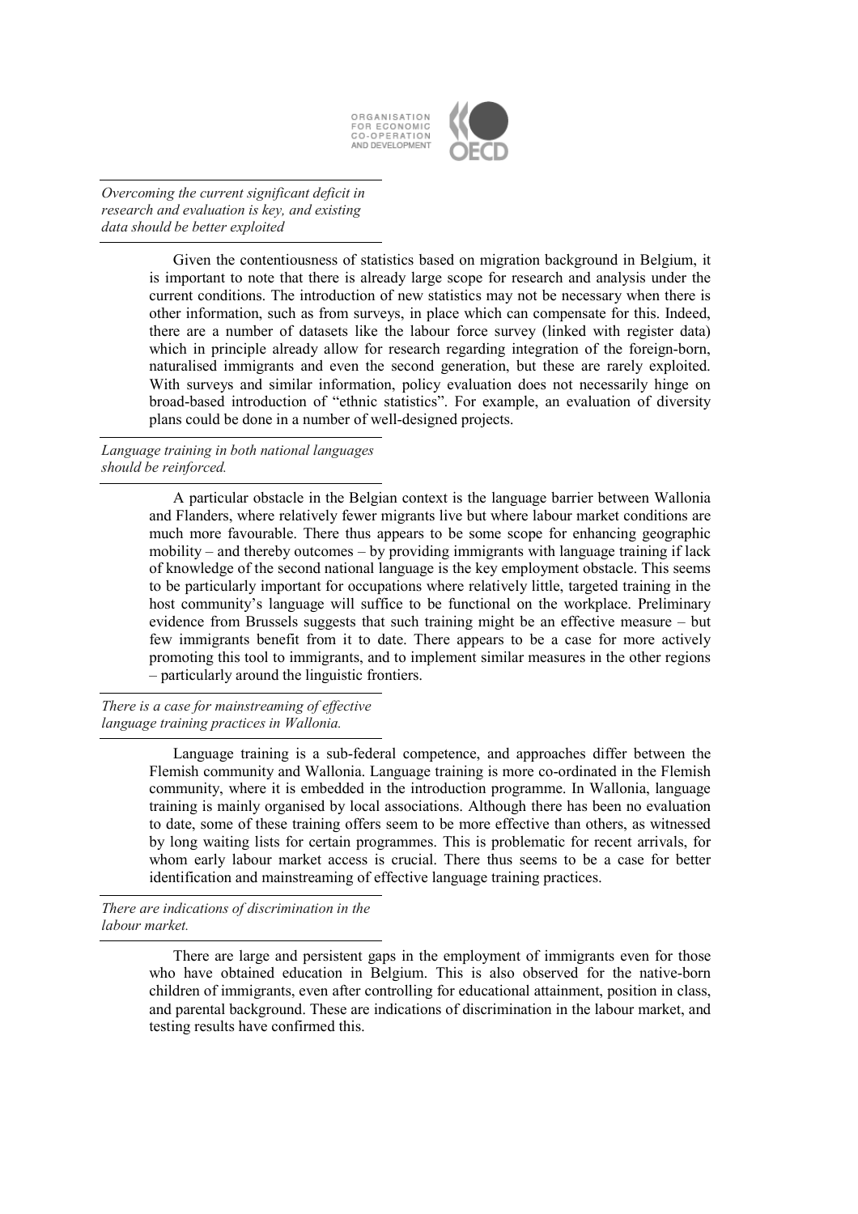*Overcoming the current significant deficit in research and evaluation is key, and existing data should be better exploited*

Given the contentiousness of statistics based on migration background in Belgium, it is important to note that there is already large scope for research and analysis under the current conditions. The introduction of new statistics may not be necessary when there is other information, such as from surveys, in place which can compensate for this. Indeed, there are a number of datasets like the labour force survey (linked with register data) which in principle already allow for research regarding integration of the foreign-born, naturalised immigrants and even the second generation, but these are rarely exploited. With surveys and similar information, policy evaluation does not necessarily hinge on broad-based introduction of "ethnic statistics". For example, an evaluation of diversity plans could be done in a number of well-designed projects.

*Language training in both national languages should be reinforced.*

A particular obstacle in the Belgian context is the language barrier between Wallonia and Flanders, where relatively fewer migrants live but where labour market conditions are much more favourable. There thus appears to be some scope for enhancing geographic mobility – and thereby outcomes – by providing immigrants with language training if lack of knowledge of the second national language is the key employment obstacle. This seems to be particularly important for occupations where relatively little, targeted training in the host community's language will suffice to be functional on the workplace. Preliminary evidence from Brussels suggests that such training might be an effective measure – but few immigrants benefit from it to date. There appears to be a case for more actively promoting this tool to immigrants, and to implement similar measures in the other regions – particularly around the linguistic frontiers.

*There is a case for mainstreaming of effective language training practices in Wallonia.*

Language training is a sub-federal competence, and approaches differ between the Flemish community and Wallonia. Language training is more co-ordinated in the Flemish community, where it is embedded in the introduction programme. In Wallonia, language training is mainly organised by local associations. Although there has been no evaluation to date, some of these training offers seem to be more effective than others, as witnessed by long waiting lists for certain programmes. This is problematic for recent arrivals, for whom early labour market access is crucial. There thus seems to be a case for better identification and mainstreaming of effective language training practices.

*There are indications of discrimination in the labour market.*

There are large and persistent gaps in the employment of immigrants even for those who have obtained education in Belgium. This is also observed for the native-born children of immigrants, even after controlling for educational attainment, position in class, and parental background. These are indications of discrimination in the labour market, and testing results have confirmed this.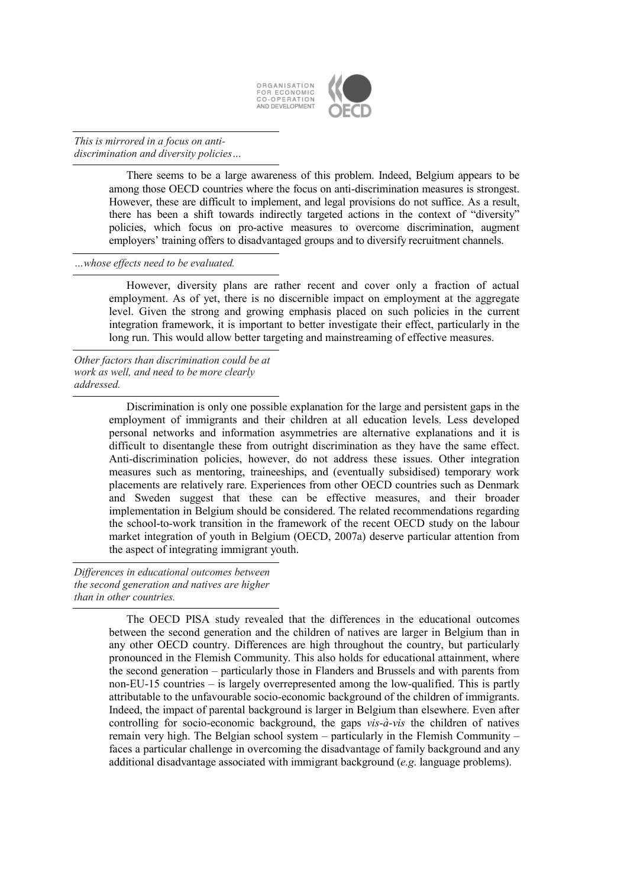*This is mirrored in a focus on anti-discrimination and diversity policies…*

There seems to be a large awareness of this problem. Indeed, Belgium appears to be among those OECD countries where the focus on anti-discrimination measures is strongest. However, these are difficult to implement, and legal provisions do not suffice. As a result, there has been a shift towards indirectly targeted actions in the context of "diversity" policies, which focus on pro-active measures to overcome discrimination, augment employers' training offers to disadvantaged groups and to diversify recruitment channels.

*…whose effects need to be evaluated.*

However, diversity plans are rather recent and cover only a fraction of actual employment. As of yet, there is no discernible impact on employment at the aggregate level. Given the strong and growing emphasis placed on such policies in the current integration framework, it is important to better investigate their effect, particularly in the long run. This would allow better targeting and mainstreaming of effective measures.

*Other factors than discrimination could be at work as well, and need to be more clearly addressed.*

Discrimination is only one possible explanation for the large and persistent gaps in the employment of immigrants and their children at all education levels. Less developed personal networks and information asymmetries are alternative explanations and it is difficult to disentangle these from outright discrimination as they have the same effect. Anti-discrimination policies, however, do not address these issues. Other integration measures such as mentoring, traineeships, and (eventually subsidised) temporary work placements are relatively rare. Experiences from other OECD countries such as Denmark and Sweden suggest that these can be effective measures, and their broader implementation in Belgium should be considered. The related recommendations regarding the school-to-work transition in the framework of the recent OECD study on the labour market integration of youth in Belgium (OECD, 2007a) deserve particular attention from the aspect of integrating immigrant youth.

*Differences in educational outcomes between the second generation and natives are higher than in other countries.*

The OECD PISA study revealed that the differences in the educational outcomes between the second generation and the children of natives are larger in Belgium than in any other OECD country. Differences are high throughout the country, but particularly pronounced in the Flemish Community. This also holds for educational attainment, where the second generation – particularly those in Flanders and Brussels and with parents from non-EU-15 countries – is largely overrepresented among the low-qualified. This is partly attributable to the unfavourable socio-economic background of the children of immigrants. Indeed, the impact of parental background is larger in Belgium than elsewhere. Even after controlling for socio-economic background, the gaps *vis-à-vis* the children of natives remain very high. The Belgian school system – particularly in the Flemish Community – faces a particular challenge in overcoming the disadvantage of family background and any additional disadvantage associated with immigrant background (*e.g.* language problems).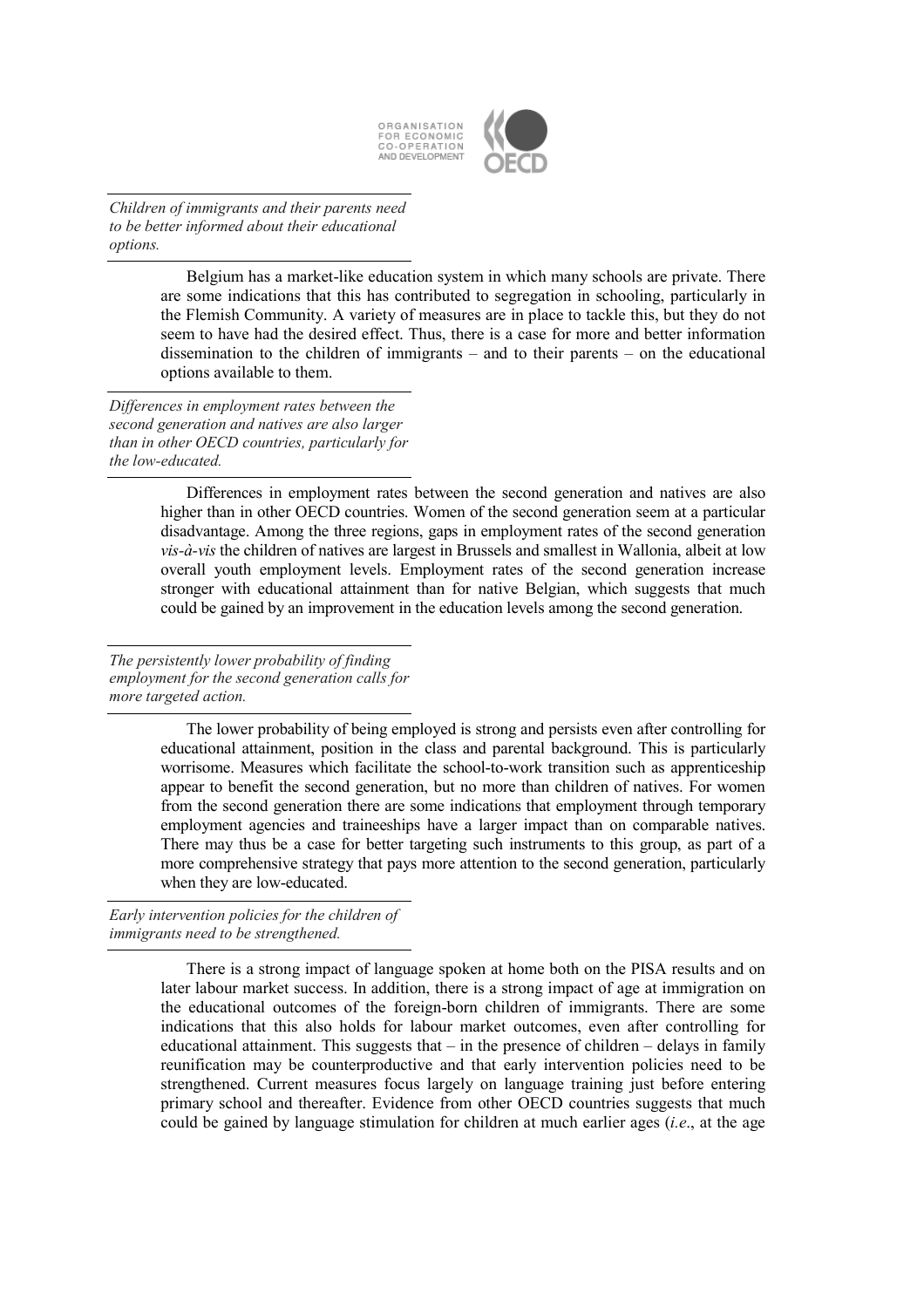*Children of immigrants and their parents need to be better informed about their educational options.*

Belgium has a market-like education system in which many schools are private. There are some indications that this has contributed to segregation in schooling, particularly in the Flemish Community. A variety of measures are in place to tackle this, but they do not seem to have had the desired effect. Thus, there is a case for more and better information dissemination to the children of immigrants – and to their parents – on the educational options available to them.

*Differences in employment rates between the second generation and natives are also larger than in other OECD countries, particularly for the low-educated.*

Differences in employment rates between the second generation and natives are also higher than in other OECD countries. Women of the second generation seem at a particular disadvantage. Among the three regions, gaps in employment rates of the second generation *vis-à-vis* the children of natives are largest in Brussels and smallest in Wallonia, albeit at low overall youth employment levels. Employment rates of the second generation increase stronger with educational attainment than for native Belgian, which suggests that much could be gained by an improvement in the education levels among the second generation.

*The persistently lower probability of finding employment for the second generation calls for more targeted action.*

The lower probability of being employed is strong and persists even after controlling for educational attainment, position in the class and parental background. This is particularly worrisome. Measures which facilitate the school-to-work transition such as apprenticeship appear to benefit the second generation, but no more than children of natives. For women from the second generation there are some indications that employment through temporary employment agencies and traineeships have a larger impact than on comparable natives. There may thus be a case for better targeting such instruments to this group, as part of a more comprehensive strategy that pays more attention to the second generation, particularly when they are low-educated.

*Early intervention policies for the children of immigrants need to be strengthened.*

There is a strong impact of language spoken at home both on the PISA results and on later labour market success. In addition, there is a strong impact of age at immigration on the educational outcomes of the foreign-born children of immigrants. There are some indications that this also holds for labour market outcomes, even after controlling for educational attainment. This suggests that – in the presence of children – delays in family reunification may be counterproductive and that early intervention policies need to be strengthened. Current measures focus largely on language training just before entering primary school and thereafter. Evidence from other OECD countries suggests that much could be gained by language stimulation for children at much earlier ages (*i.e*., at the age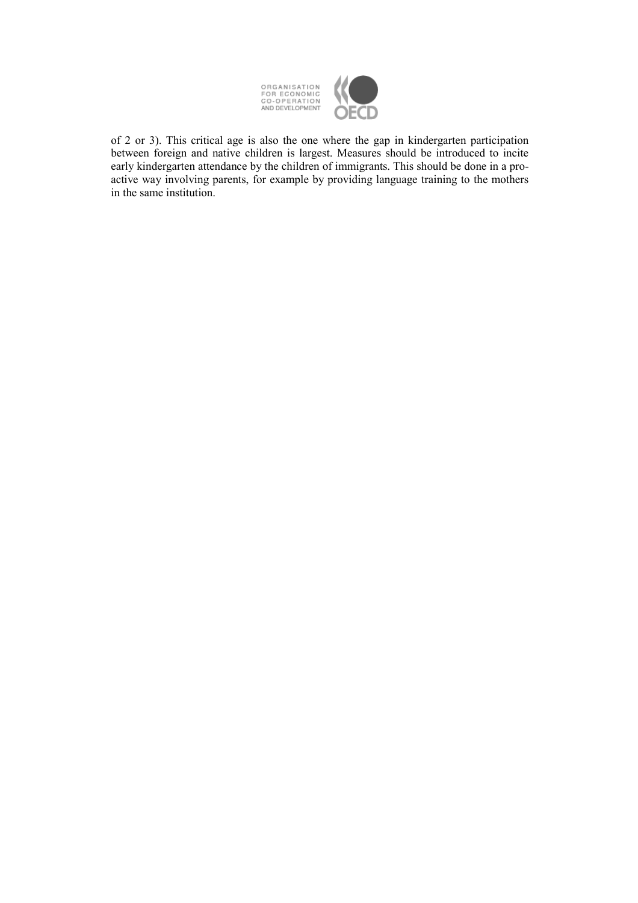of 2 or 3). This critical age is also the one where the gap in kindergarten participation between foreign and native children is largest. Measures should be introduced to incite early kindergarten attendance by the children of immigrants. This should be done in a pro-active way involving parents, for example by providing language training to the mothers in the same institution.